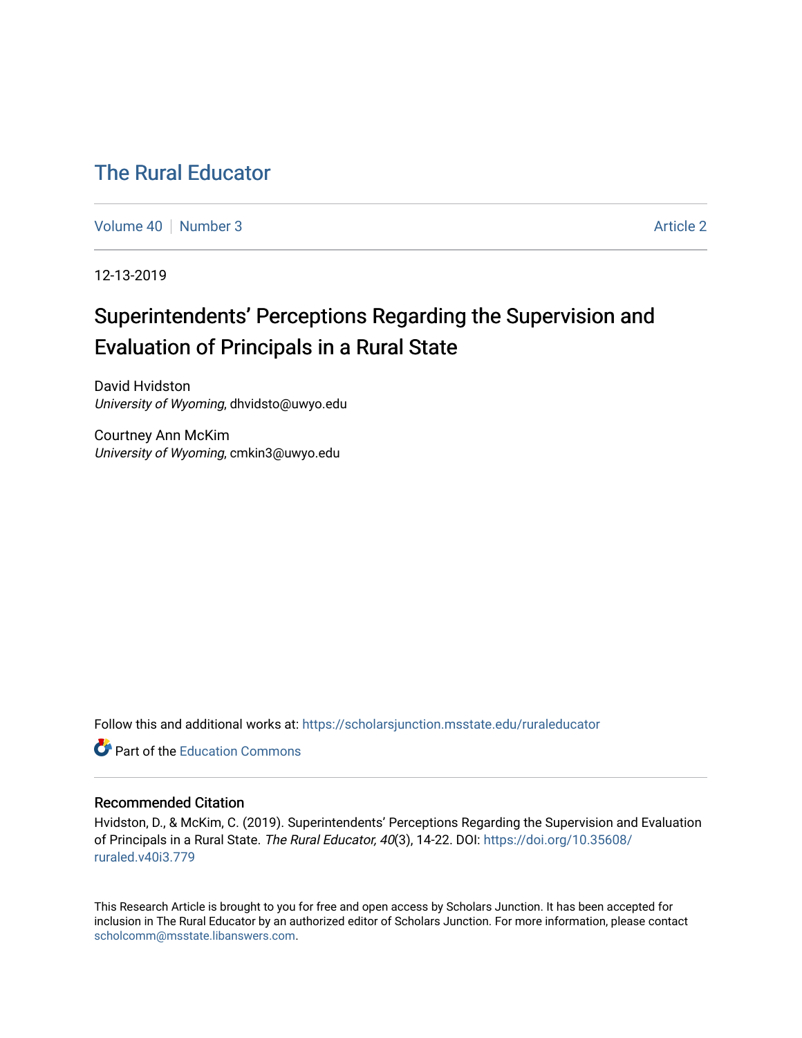# The Rural Educator

Volume 40 | Number 3 | Article 2

12-13-2019

## Superintendents' Perceptions Regarding the Supervision and Evaluation of Principals in a Rural State

David Hvidston
*University of Wyoming*, dhvidsto@uwyo.edu

Courtney Ann McKim
*University of Wyoming*, cmkin3@uwyo.edu

Follow this and additional works at: https://scholarsjunction.msstate.edu/ruraleducator

Part of the Education Commons

### Recommended Citation

Hvidston, D., & McKim, C. (2019). Superintendents' Perceptions Regarding the Supervision and Evaluation of Principals in a Rural State. *The Rural Educator, 40*(3), 14-22. DOI: https://doi.org/10.35608/ruraled.v40i3.779

This Research Article is brought to you for free and open access by Scholars Junction. It has been accepted for inclusion in The Rural Educator by an authorized editor of Scholars Junction. For more information, please contact scholcomm@msstate.libanswers.com.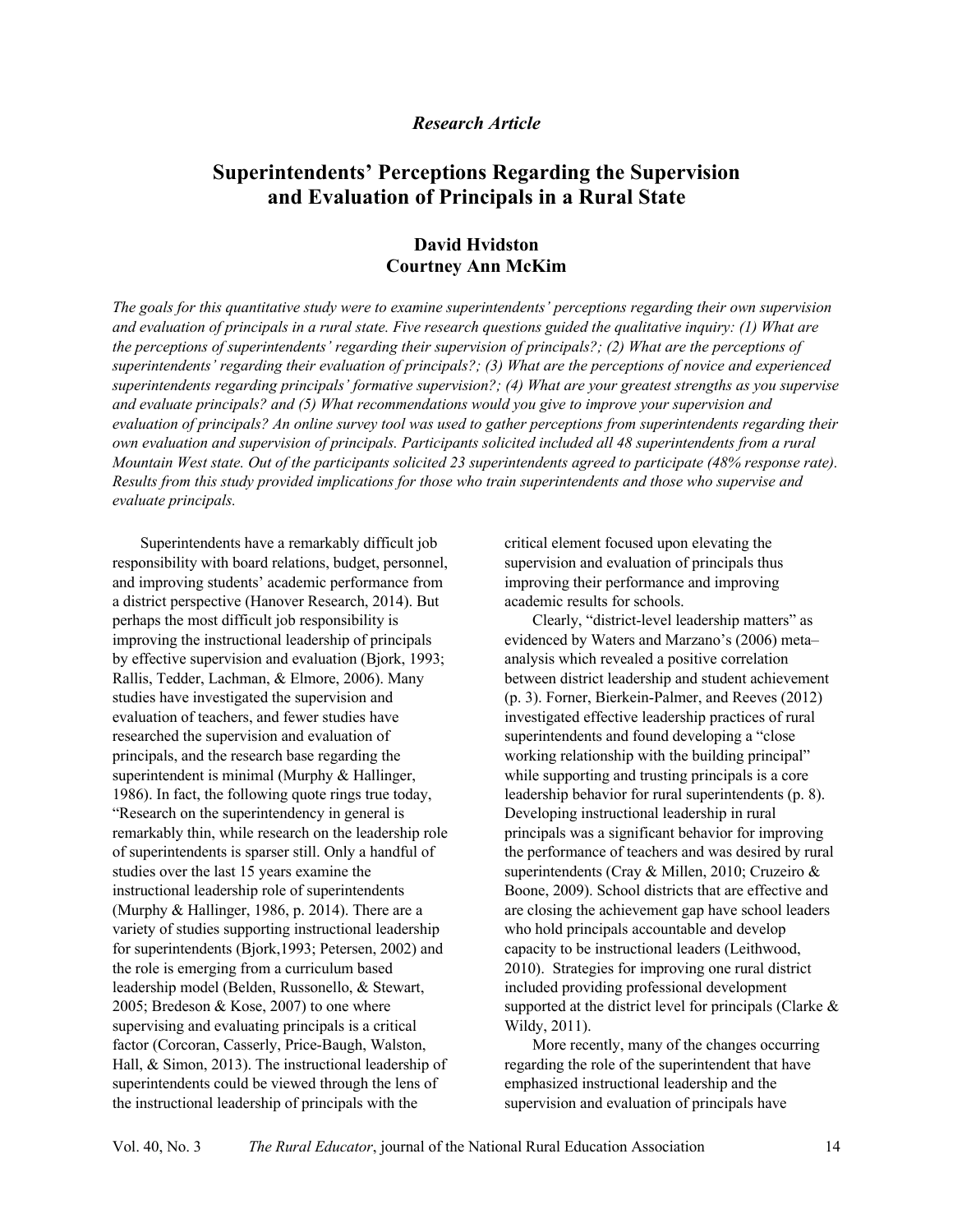*Research Article*

# Superintendents' Perceptions Regarding the Supervision and Evaluation of Principals in a Rural State

**David Hvidston**
**Courtney Ann McKim**

*The goals for this quantitative study were to examine superintendents' perceptions regarding their own supervision and evaluation of principals in a rural state. Five research questions guided the qualitative inquiry: (1) What are the perceptions of superintendents' regarding their supervision of principals?; (2) What are the perceptions of superintendents' regarding their evaluation of principals?; (3) What are the perceptions of novice and experienced superintendents regarding principals' formative supervision?; (4) What are your greatest strengths as you supervise and evaluate principals? and (5) What recommendations would you give to improve your supervision and evaluation of principals? An online survey tool was used to gather perceptions from superintendents regarding their own evaluation and supervision of principals. Participants solicited included all 48 superintendents from a rural Mountain West state. Out of the participants solicited 23 superintendents agreed to participate (48% response rate). Results from this study provided implications for those who train superintendents and those who supervise and evaluate principals.*

Superintendents have a remarkably difficult job responsibility with board relations, budget, personnel, and improving students' academic performance from a district perspective (Hanover Research, 2014). But perhaps the most difficult job responsibility is improving the instructional leadership of principals by effective supervision and evaluation (Bjork, 1993; Rallis, Tedder, Lachman, & Elmore, 2006). Many studies have investigated the supervision and evaluation of teachers, and fewer studies have researched the supervision and evaluation of principals, and the research base regarding the superintendent is minimal (Murphy & Hallinger, 1986). In fact, the following quote rings true today, "Research on the superintendency in general is remarkably thin, while research on the leadership role of superintendents is sparser still. Only a handful of studies over the last 15 years examine the instructional leadership role of superintendents (Murphy & Hallinger, 1986, p. 2014). There are a variety of studies supporting instructional leadership for superintendents (Bjork,1993; Petersen, 2002) and the role is emerging from a curriculum based leadership model (Belden, Russonello, & Stewart, 2005; Bredeson & Kose, 2007) to one where supervising and evaluating principals is a critical factor (Corcoran, Casserly, Price-Baugh, Walston, Hall, & Simon, 2013). The instructional leadership of superintendents could be viewed through the lens of the instructional leadership of principals with the critical element focused upon elevating the supervision and evaluation of principals thus improving their performance and improving academic results for schools.

Clearly, "district-level leadership matters" as evidenced by Waters and Marzano's (2006) meta–analysis which revealed a positive correlation between district leadership and student achievement (p. 3). Forner, Bierkein-Palmer, and Reeves (2012) investigated effective leadership practices of rural superintendents and found developing a "close working relationship with the building principal" while supporting and trusting principals is a core leadership behavior for rural superintendents (p. 8). Developing instructional leadership in rural principals was a significant behavior for improving the performance of teachers and was desired by rural superintendents (Cray & Millen, 2010; Cruzeiro & Boone, 2009). School districts that are effective and are closing the achievement gap have school leaders who hold principals accountable and develop capacity to be instructional leaders (Leithwood, 2010). Strategies for improving one rural district included providing professional development supported at the district level for principals (Clarke & Wildy, 2011).

More recently, many of the changes occurring regarding the role of the superintendent that have emphasized instructional leadership and the supervision and evaluation of principals have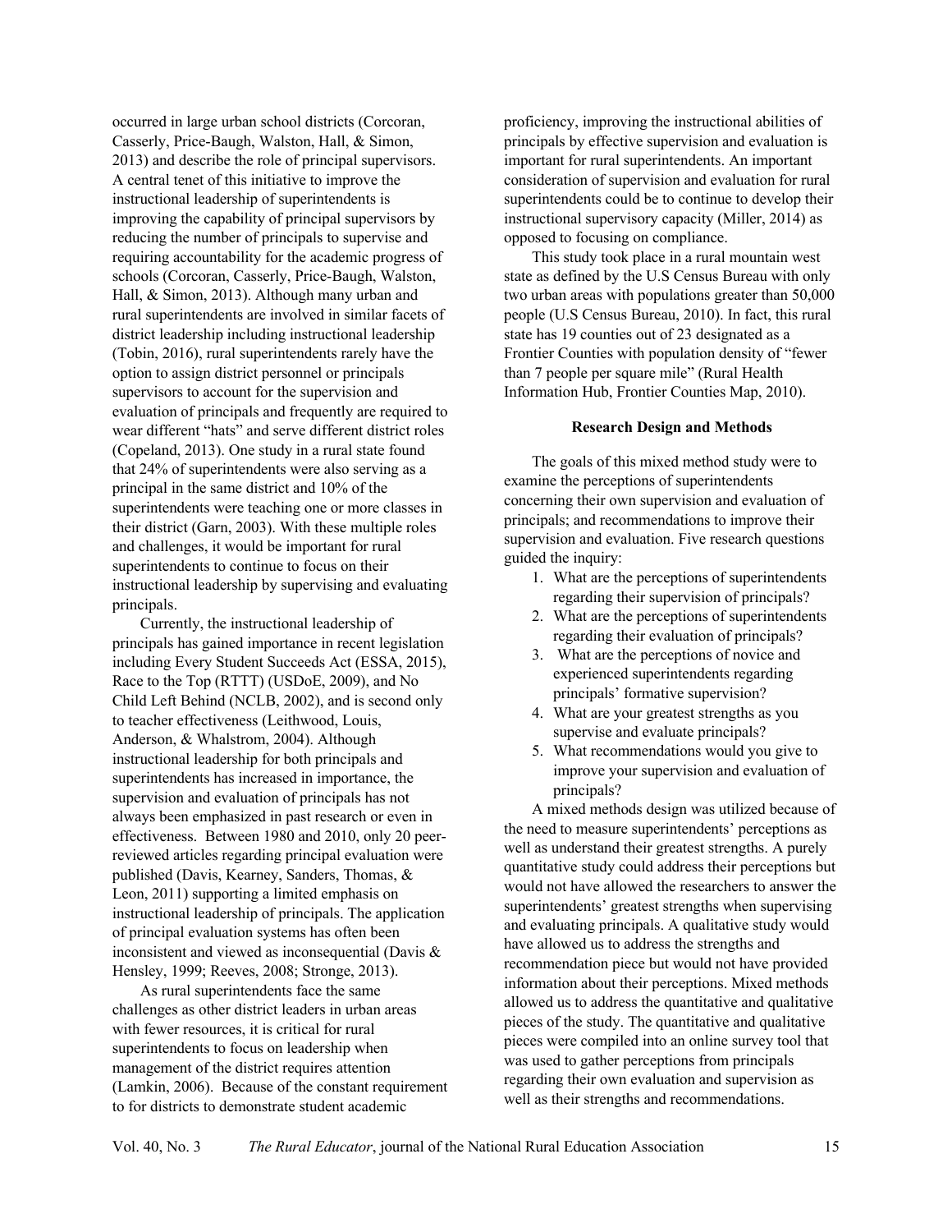occurred in large urban school districts (Corcoran, Casserly, Price-Baugh, Walston, Hall, & Simon, 2013) and describe the role of principal supervisors. A central tenet of this initiative to improve the instructional leadership of superintendents is improving the capability of principal supervisors by reducing the number of principals to supervise and requiring accountability for the academic progress of schools (Corcoran, Casserly, Price-Baugh, Walston, Hall, & Simon, 2013). Although many urban and rural superintendents are involved in similar facets of district leadership including instructional leadership (Tobin, 2016), rural superintendents rarely have the option to assign district personnel or principals supervisors to account for the supervision and evaluation of principals and frequently are required to wear different "hats" and serve different district roles (Copeland, 2013). One study in a rural state found that 24% of superintendents were also serving as a principal in the same district and 10% of the superintendents were teaching one or more classes in their district (Garn, 2003). With these multiple roles and challenges, it would be important for rural superintendents to continue to focus on their instructional leadership by supervising and evaluating principals.

Currently, the instructional leadership of principals has gained importance in recent legislation including Every Student Succeeds Act (ESSA, 2015), Race to the Top (RTTT) (USDoE, 2009), and No Child Left Behind (NCLB, 2002), and is second only to teacher effectiveness (Leithwood, Louis, Anderson, & Whalstrom, 2004). Although instructional leadership for both principals and superintendents has increased in importance, the supervision and evaluation of principals has not always been emphasized in past research or even in effectiveness. Between 1980 and 2010, only 20 peer-reviewed articles regarding principal evaluation were published (Davis, Kearney, Sanders, Thomas, & Leon, 2011) supporting a limited emphasis on instructional leadership of principals. The application of principal evaluation systems has often been inconsistent and viewed as inconsequential (Davis & Hensley, 1999; Reeves, 2008; Stronge, 2013).

As rural superintendents face the same challenges as other district leaders in urban areas with fewer resources, it is critical for rural superintendents to focus on leadership when management of the district requires attention (Lamkin, 2006). Because of the constant requirement to for districts to demonstrate student academic proficiency, improving the instructional abilities of principals by effective supervision and evaluation is important for rural superintendents. An important consideration of supervision and evaluation for rural superintendents could be to continue to develop their instructional supervisory capacity (Miller, 2014) as opposed to focusing on compliance.

This study took place in a rural mountain west state as defined by the U.S Census Bureau with only two urban areas with populations greater than 50,000 people (U.S Census Bureau, 2010). In fact, this rural state has 19 counties out of 23 designated as a Frontier Counties with population density of "fewer than 7 people per square mile" (Rural Health Information Hub, Frontier Counties Map, 2010).

## Research Design and Methods

The goals of this mixed method study were to examine the perceptions of superintendents concerning their own supervision and evaluation of principals; and recommendations to improve their supervision and evaluation. Five research questions guided the inquiry:

1. What are the perceptions of superintendents regarding their supervision of principals?
2. What are the perceptions of superintendents regarding their evaluation of principals?
3. What are the perceptions of novice and experienced superintendents regarding principals' formative supervision?
4. What are your greatest strengths as you supervise and evaluate principals?
5. What recommendations would you give to improve your supervision and evaluation of principals?

A mixed methods design was utilized because of the need to measure superintendents' perceptions as well as understand their greatest strengths. A purely quantitative study could address their perceptions but would not have allowed the researchers to answer the superintendents' greatest strengths when supervising and evaluating principals. A qualitative study would have allowed us to address the strengths and recommendation piece but would not have provided information about their perceptions. Mixed methods allowed us to address the quantitative and qualitative pieces of the study. The quantitative and qualitative pieces were compiled into an online survey tool that was used to gather perceptions from principals regarding their own evaluation and supervision as well as their strengths and recommendations.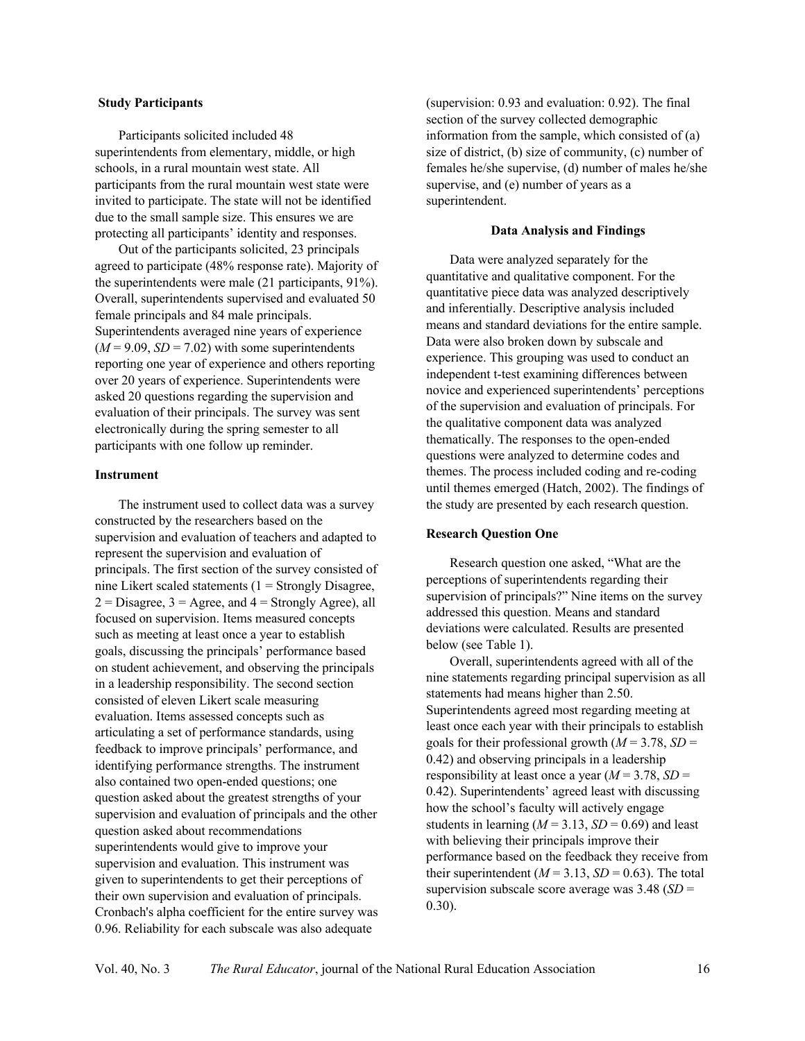### Study Participants

Participants solicited included 48 superintendents from elementary, middle, or high schools, in a rural mountain west state. All participants from the rural mountain west state were invited to participate. The state will not be identified due to the small sample size. This ensures we are protecting all participants' identity and responses.

Out of the participants solicited, 23 principals agreed to participate (48% response rate). Majority of the superintendents were male (21 participants, 91%). Overall, superintendents supervised and evaluated 50 female principals and 84 male principals. Superintendents averaged nine years of experience ($M$ = 9.09, $SD$ = 7.02) with some superintendents reporting one year of experience and others reporting over 20 years of experience. Superintendents were asked 20 questions regarding the supervision and evaluation of their principals. The survey was sent electronically during the spring semester to all participants with one follow up reminder.

### Instrument

The instrument used to collect data was a survey constructed by the researchers based on the supervision and evaluation of teachers and adapted to represent the supervision and evaluation of principals. The first section of the survey consisted of nine Likert scaled statements (1 = Strongly Disagree, 2 = Disagree, 3 = Agree, and 4 = Strongly Agree), all focused on supervision. Items measured concepts such as meeting at least once a year to establish goals, discussing the principals' performance based on student achievement, and observing the principals in a leadership responsibility. The second section consisted of eleven Likert scale measuring evaluation. Items assessed concepts such as articulating a set of performance standards, using feedback to improve principals' performance, and identifying performance strengths. The instrument also contained two open-ended questions; one question asked about the greatest strengths of your supervision and evaluation of principals and the other question asked about recommendations superintendents would give to improve your supervision and evaluation. This instrument was given to superintendents to get their perceptions of their own supervision and evaluation of principals. Cronbach's alpha coefficient for the entire survey was 0.96. Reliability for each subscale was also adequate (supervision: 0.93 and evaluation: 0.92). The final section of the survey collected demographic information from the sample, which consisted of (a) size of district, (b) size of community, (c) number of females he/she supervise, (d) number of males he/she supervise, and (e) number of years as a superintendent.

## Data Analysis and Findings

Data were analyzed separately for the quantitative and qualitative component. For the quantitative piece data was analyzed descriptively and inferentially. Descriptive analysis included means and standard deviations for the entire sample. Data were also broken down by subscale and experience. This grouping was used to conduct an independent t-test examining differences between novice and experienced superintendents' perceptions of the supervision and evaluation of principals. For the qualitative component data was analyzed thematically. The responses to the open-ended questions were analyzed to determine codes and themes. The process included coding and re-coding until themes emerged (Hatch, 2002). The findings of the study are presented by each research question.

### Research Question One

Research question one asked, "What are the perceptions of superintendents regarding their supervision of principals?" Nine items on the survey addressed this question. Means and standard deviations were calculated. Results are presented below (see Table 1).

Overall, superintendents agreed with all of the nine statements regarding principal supervision as all statements had means higher than 2.50. Superintendents agreed most regarding meeting at least once each year with their principals to establish goals for their professional growth ($M$ = 3.78, $SD$ = 0.42) and observing principals in a leadership responsibility at least once a year ($M$ = 3.78, $SD$ = 0.42). Superintendents' agreed least with discussing how the school's faculty will actively engage students in learning ($M$ = 3.13, $SD$ = 0.69) and least with believing their principals improve their performance based on the feedback they receive from their superintendent ($M$ = 3.13, $SD$ = 0.63). The total supervision subscale score average was 3.48 ($SD$ = 0.30).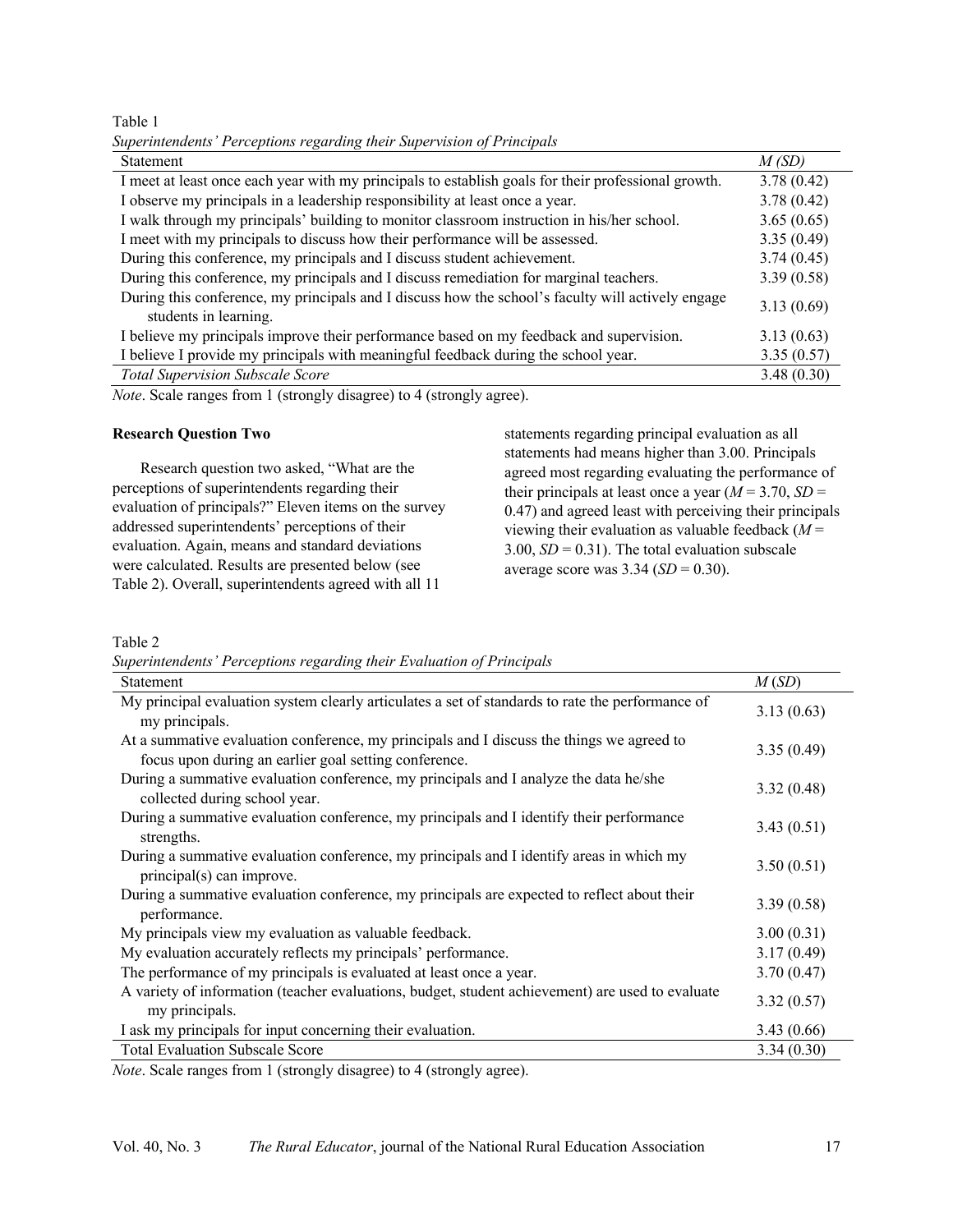Table 1

*Superintendents' Perceptions regarding their Supervision of Principals*

| Statement | *M (SD)* |
|---|---|
| I meet at least once each year with my principals to establish goals for their professional growth. | 3.78 (0.42) |
| I observe my principals in a leadership responsibility at least once a year. | 3.78 (0.42) |
| I walk through my principals' building to monitor classroom instruction in his/her school. | 3.65 (0.65) |
| I meet with my principals to discuss how their performance will be assessed. | 3.35 (0.49) |
| During this conference, my principals and I discuss student achievement. | 3.74 (0.45) |
| During this conference, my principals and I discuss remediation for marginal teachers. | 3.39 (0.58) |
| During this conference, my principals and I discuss how the school's faculty will actively engage students in learning. | 3.13 (0.69) |
| I believe my principals improve their performance based on my feedback and supervision. | 3.13 (0.63) |
| I believe I provide my principals with meaningful feedback during the school year. | 3.35 (0.57) |
| *Total Supervision Subscale Score* | 3.48 (0.30) |

*Note*. Scale ranges from 1 (strongly disagree) to 4 (strongly agree).

**Research Question Two**

Research question two asked, "What are the perceptions of superintendents regarding their evaluation of principals?" Eleven items on the survey addressed superintendents' perceptions of their evaluation. Again, means and standard deviations were calculated. Results are presented below (see Table 2). Overall, superintendents agreed with all 11 statements regarding principal evaluation as all statements had means higher than 3.00. Principals agreed most regarding evaluating the performance of their principals at least once a year ($M$ = 3.70, $SD$ = 0.47) and agreed least with perceiving their principals viewing their evaluation as valuable feedback ($M$ = 3.00, $SD$ = 0.31). The total evaluation subscale average score was 3.34 ($SD$ = 0.30).

Table 2

*Superintendents' Perceptions regarding their Evaluation of Principals*

| Statement | *M* (*SD*) |
|---|---|
| My principal evaluation system clearly articulates a set of standards to rate the performance of my principals. | 3.13 (0.63) |
| At a summative evaluation conference, my principals and I discuss the things we agreed to focus upon during an earlier goal setting conference. | 3.35 (0.49) |
| During a summative evaluation conference, my principals and I analyze the data he/she collected during school year. | 3.32 (0.48) |
| During a summative evaluation conference, my principals and I identify their performance strengths. | 3.43 (0.51) |
| During a summative evaluation conference, my principals and I identify areas in which my principal(s) can improve. | 3.50 (0.51) |
| During a summative evaluation conference, my principals are expected to reflect about their performance. | 3.39 (0.58) |
| My principals view my evaluation as valuable feedback. | 3.00 (0.31) |
| My evaluation accurately reflects my principals' performance. | 3.17 (0.49) |
| The performance of my principals is evaluated at least once a year. | 3.70 (0.47) |
| A variety of information (teacher evaluations, budget, student achievement) are used to evaluate my principals. | 3.32 (0.57) |
| I ask my principals for input concerning their evaluation. | 3.43 (0.66) |
| Total Evaluation Subscale Score | 3.34 (0.30) |

*Note*. Scale ranges from 1 (strongly disagree) to 4 (strongly agree).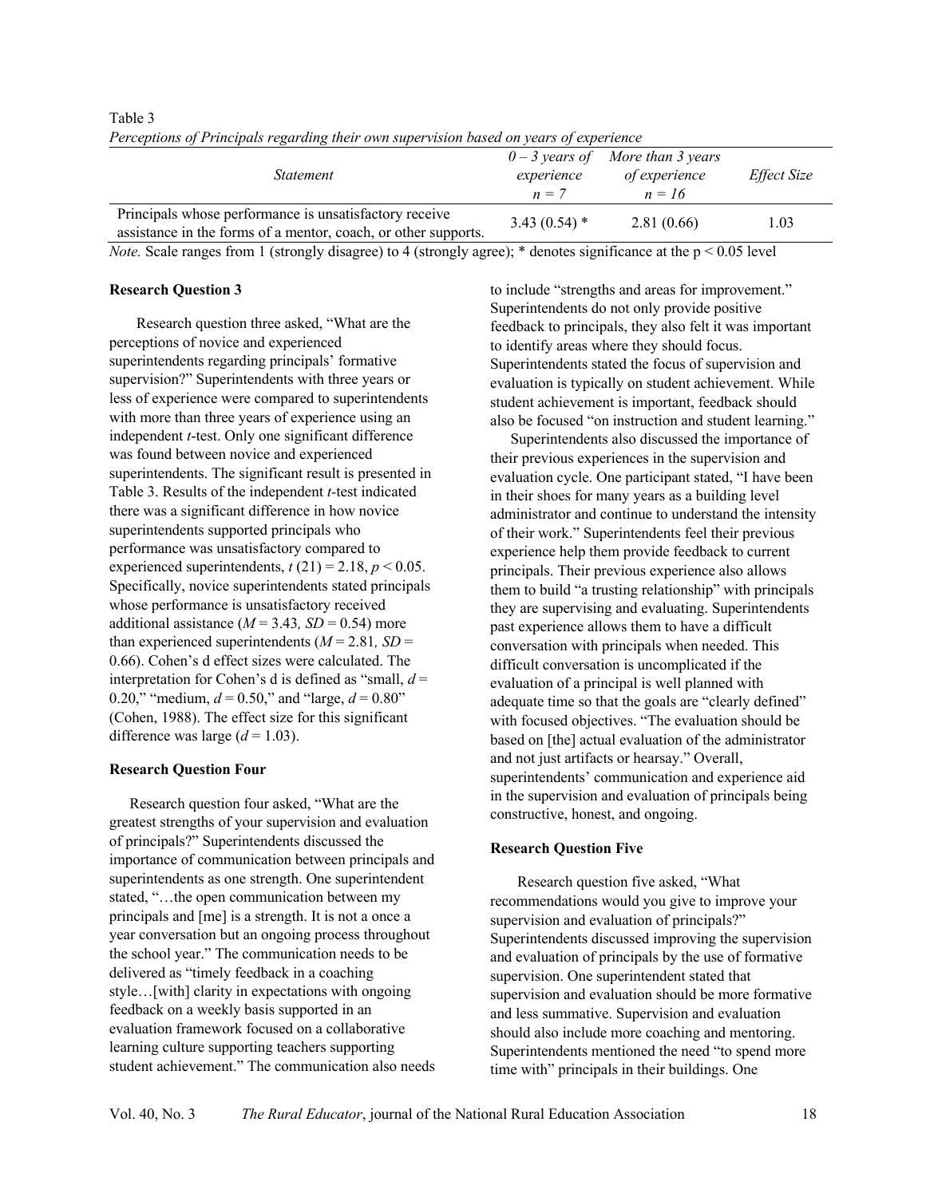Table 3

*Perceptions of Principals regarding their own supervision based on years of experience*

| *Statement* | *0 – 3 years of experience* *n = 7* | *More than 3 years of experience* *n = 16* | *Effect Size* |
|---|---|---|---|
| Principals whose performance is unsatisfactory receive assistance in the forms of a mentor, coach, or other supports. | 3.43 (0.54) * | 2.81 (0.66) | 1.03 |

*Note.* Scale ranges from 1 (strongly disagree) to 4 (strongly agree); * denotes significance at the $p < 0.05$ level

**Research Question 3**

Research question three asked, "What are the perceptions of novice and experienced superintendents regarding principals' formative supervision?" Superintendents with three years or less of experience were compared to superintendents with more than three years of experience using an independent *t*-test. Only one significant difference was found between novice and experienced superintendents. The significant result is presented in Table 3. Results of the independent *t*-test indicated there was a significant difference in how novice superintendents supported principals who performance was unsatisfactory compared to experienced superintendents, $t\ (21) = 2.18$, $p < 0.05$. Specifically, novice superintendents stated principals whose performance is unsatisfactory received additional assistance ($M = 3.43$, $SD = 0.54$) more than experienced superintendents ($M = 2.81$, $SD = 0.66$). Cohen's d effect sizes were calculated. The interpretation for Cohen's d is defined as "small, $d = 0.20$," "medium, $d = 0.50$," and "large, $d = 0.80$" (Cohen, 1988). The effect size for this significant difference was large ($d = 1.03$).

**Research Question Four**

Research question four asked, "What are the greatest strengths of your supervision and evaluation of principals?" Superintendents discussed the importance of communication between principals and superintendents as one strength. One superintendent stated, "…the open communication between my principals and [me] is a strength. It is not a once a year conversation but an ongoing process throughout the school year." The communication needs to be delivered as "timely feedback in a coaching style…[with] clarity in expectations with ongoing feedback on a weekly basis supported in an evaluation framework focused on a collaborative learning culture supporting teachers supporting student achievement." The communication also needs to include "strengths and areas for improvement." Superintendents do not only provide positive feedback to principals, they also felt it was important to identify areas where they should focus. Superintendents stated the focus of supervision and evaluation is typically on student achievement. While student achievement is important, feedback should also be focused "on instruction and student learning."

Superintendents also discussed the importance of their previous experiences in the supervision and evaluation cycle. One participant stated, "I have been in their shoes for many years as a building level administrator and continue to understand the intensity of their work." Superintendents feel their previous experience help them provide feedback to current principals. Their previous experience also allows them to build "a trusting relationship" with principals they are supervising and evaluating. Superintendents past experience allows them to have a difficult conversation with principals when needed. This difficult conversation is uncomplicated if the evaluation of a principal is well planned with adequate time so that the goals are "clearly defined" with focused objectives. "The evaluation should be based on [the] actual evaluation of the administrator and not just artifacts or hearsay." Overall, superintendents' communication and experience aid in the supervision and evaluation of principals being constructive, honest, and ongoing.

**Research Question Five**

Research question five asked, "What recommendations would you give to improve your supervision and evaluation of principals?" Superintendents discussed improving the supervision and evaluation of principals by the use of formative supervision. One superintendent stated that supervision and evaluation should be more formative and less summative. Supervision and evaluation should also include more coaching and mentoring. Superintendents mentioned the need "to spend more time with" principals in their buildings. One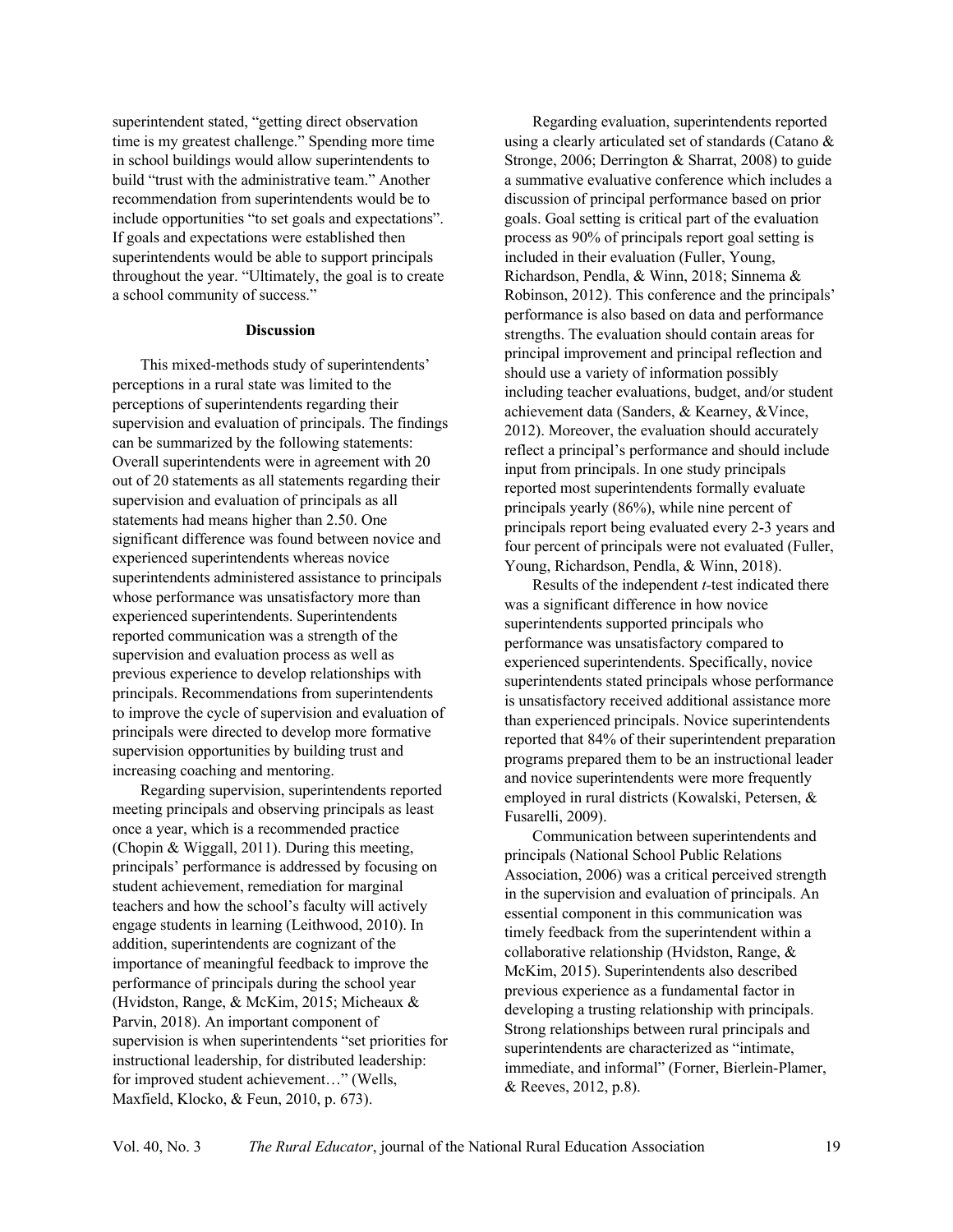superintendent stated, "getting direct observation time is my greatest challenge." Spending more time in school buildings would allow superintendents to build "trust with the administrative team." Another recommendation from superintendents would be to include opportunities "to set goals and expectations". If goals and expectations were established then superintendents would be able to support principals throughout the year. "Ultimately, the goal is to create a school community of success."

## Discussion

This mixed-methods study of superintendents' perceptions in a rural state was limited to the perceptions of superintendents regarding their supervision and evaluation of principals. The findings can be summarized by the following statements: Overall superintendents were in agreement with 20 out of 20 statements as all statements regarding their supervision and evaluation of principals as all statements had means higher than 2.50. One significant difference was found between novice and experienced superintendents whereas novice superintendents administered assistance to principals whose performance was unsatisfactory more than experienced superintendents. Superintendents reported communication was a strength of the supervision and evaluation process as well as previous experience to develop relationships with principals. Recommendations from superintendents to improve the cycle of supervision and evaluation of principals were directed to develop more formative supervision opportunities by building trust and increasing coaching and mentoring.

Regarding supervision, superintendents reported meeting principals and observing principals as least once a year, which is a recommended practice (Chopin & Wiggall, 2011). During this meeting, principals' performance is addressed by focusing on student achievement, remediation for marginal teachers and how the school's faculty will actively engage students in learning (Leithwood, 2010). In addition, superintendents are cognizant of the importance of meaningful feedback to improve the performance of principals during the school year (Hvidston, Range, & McKim, 2015; Micheaux & Parvin, 2018). An important component of supervision is when superintendents "set priorities for instructional leadership, for distributed leadership: for improved student achievement…" (Wells, Maxfield, Klocko, & Feun, 2010, p. 673).

Regarding evaluation, superintendents reported using a clearly articulated set of standards (Catano & Stronge, 2006; Derrington & Sharrat, 2008) to guide a summative evaluative conference which includes a discussion of principal performance based on prior goals. Goal setting is critical part of the evaluation process as 90% of principals report goal setting is included in their evaluation (Fuller, Young, Richardson, Pendla, & Winn, 2018; Sinnema & Robinson, 2012). This conference and the principals' performance is also based on data and performance strengths. The evaluation should contain areas for principal improvement and principal reflection and should use a variety of information possibly including teacher evaluations, budget, and/or student achievement data (Sanders, & Kearney, &Vince, 2012). Moreover, the evaluation should accurately reflect a principal's performance and should include input from principals. In one study principals reported most superintendents formally evaluate principals yearly (86%), while nine percent of principals report being evaluated every 2-3 years and four percent of principals were not evaluated (Fuller, Young, Richardson, Pendla, & Winn, 2018).

Results of the independent *t*-test indicated there was a significant difference in how novice superintendents supported principals who performance was unsatisfactory compared to experienced superintendents. Specifically, novice superintendents stated principals whose performance is unsatisfactory received additional assistance more than experienced principals. Novice superintendents reported that 84% of their superintendent preparation programs prepared them to be an instructional leader and novice superintendents were more frequently employed in rural districts (Kowalski, Petersen, & Fusarelli, 2009).

Communication between superintendents and principals (National School Public Relations Association, 2006) was a critical perceived strength in the supervision and evaluation of principals. An essential component in this communication was timely feedback from the superintendent within a collaborative relationship (Hvidston, Range, & McKim, 2015). Superintendents also described previous experience as a fundamental factor in developing a trusting relationship with principals. Strong relationships between rural principals and superintendents are characterized as "intimate, immediate, and informal" (Forner, Bierlein-Plamer, & Reeves, 2012, p.8).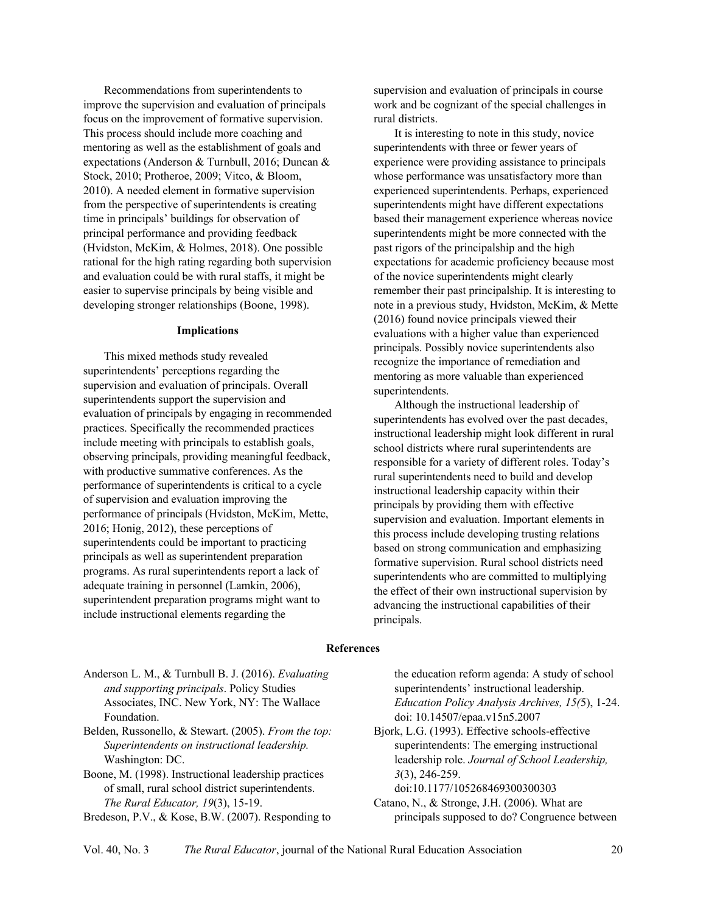Recommendations from superintendents to improve the supervision and evaluation of principals focus on the improvement of formative supervision. This process should include more coaching and mentoring as well as the establishment of goals and expectations (Anderson & Turnbull, 2016; Duncan & Stock, 2010; Protheroe, 2009; Vitco, & Bloom, 2010). A needed element in formative supervision from the perspective of superintendents is creating time in principals' buildings for observation of principal performance and providing feedback (Hvidston, McKim, & Holmes, 2018). One possible rational for the high rating regarding both supervision and evaluation could be with rural staffs, it might be easier to supervise principals by being visible and developing stronger relationships (Boone, 1998).

## Implications

This mixed methods study revealed superintendents' perceptions regarding the supervision and evaluation of principals. Overall superintendents support the supervision and evaluation of principals by engaging in recommended practices. Specifically the recommended practices include meeting with principals to establish goals, observing principals, providing meaningful feedback, with productive summative conferences. As the performance of superintendents is critical to a cycle of supervision and evaluation improving the performance of principals (Hvidston, McKim, Mette, 2016; Honig, 2012), these perceptions of superintendents could be important to practicing principals as well as superintendent preparation programs. As rural superintendents report a lack of adequate training in personnel (Lamkin, 2006), superintendent preparation programs might want to include instructional elements regarding the supervision and evaluation of principals in course work and be cognizant of the special challenges in rural districts.

It is interesting to note in this study, novice superintendents with three or fewer years of experience were providing assistance to principals whose performance was unsatisfactory more than experienced superintendents. Perhaps, experienced superintendents might have different expectations based their management experience whereas novice superintendents might be more connected with the past rigors of the principalship and the high expectations for academic proficiency because most of the novice superintendents might clearly remember their past principalship. It is interesting to note in a previous study, Hvidston, McKim, & Mette (2016) found novice principals viewed their evaluations with a higher value than experienced principals. Possibly novice superintendents also recognize the importance of remediation and mentoring as more valuable than experienced superintendents.

Although the instructional leadership of superintendents has evolved over the past decades, instructional leadership might look different in rural school districts where rural superintendents are responsible for a variety of different roles. Today's rural superintendents need to build and develop instructional leadership capacity within their principals by providing them with effective supervision and evaluation. Important elements in this process include developing trusting relations based on strong communication and emphasizing formative supervision. Rural school districts need superintendents who are committed to multiplying the effect of their own instructional supervision by advancing the instructional capabilities of their principals.

## References

Anderson L. M., & Turnbull B. J. (2016). *Evaluating and supporting principals*. Policy Studies Associates, INC. New York, NY: The Wallace Foundation.

Belden, Russonello, & Stewart. (2005). *From the top: Superintendents on instructional leadership.* Washington: DC.

Boone, M. (1998). Instructional leadership practices of small, rural school district superintendents. *The Rural Educator, 19*(3), 15-19.

Bredeson, P.V., & Kose, B.W. (2007). Responding to the education reform agenda: A study of school superintendents' instructional leadership. *Education Policy Analysis Archives, 15(*5), 1-24. doi: 10.14507/epaa.v15n5.2007

Bjork, L.G. (1993). Effective schools-effective superintendents: The emerging instructional leadership role. *Journal of School Leadership, 3*(3), 246-259. doi:10.1177/105268469300300303

Catano, N., & Stronge, J.H. (2006). What are principals supposed to do? Congruence between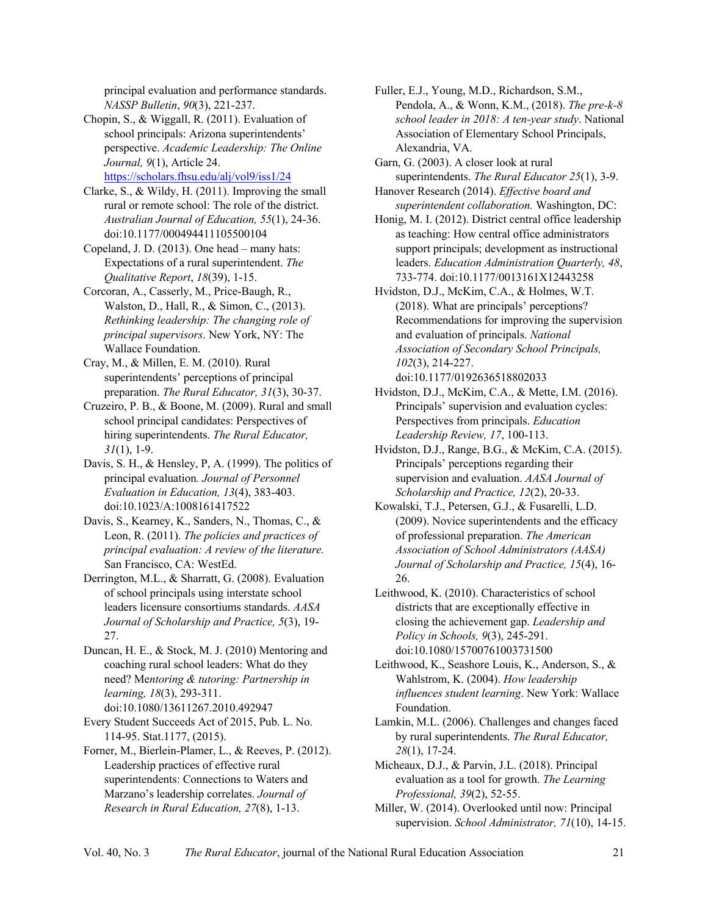principal evaluation and performance standards. *NASSP Bulletin*, *90*(3), 221-237.

Chopin, S., & Wiggall, R. (2011). Evaluation of school principals: Arizona superintendents' perspective. *Academic Leadership: The Online Journal, 9*(1), Article 24. https://scholars.fhsu.edu/alj/vol9/iss1/24

Clarke, S., & Wildy, H. (2011). Improving the small rural or remote school: The role of the district. *Australian Journal of Education, 55*(1), 24-36. doi:10.1177/000494411105500104

Copeland, J. D. (2013). One head – many hats: Expectations of a rural superintendent. *The Qualitative Report*, *18*(39), 1-15.

Corcoran, A., Casserly, M., Price-Baugh, R., Walston, D., Hall, R., & Simon, C., (2013). *Rethinking leadership: The changing role of principal supervisors*. New York, NY: The Wallace Foundation.

Cray, M., & Millen, E. M. (2010). Rural superintendents' perceptions of principal preparation. *The Rural Educator, 31*(3), 30-37.

Cruzeiro, P. B., & Boone, M. (2009). Rural and small school principal candidates: Perspectives of hiring superintendents. *The Rural Educator, 31*(1), 1-9.

Davis, S. H., & Hensley, P, A. (1999). The politics of principal evaluation*. Journal of Personnel Evaluation in Education, 13*(4), 383-403. doi:10.1023/A:1008161417522

Davis, S., Kearney, K., Sanders, N., Thomas, C., & Leon, R. (2011). *The policies and practices of principal evaluation: A review of the literature.* San Francisco, CA: WestEd.

Derrington, M.L., & Sharratt, G. (2008). Evaluation of school principals using interstate school leaders licensure consortiums standards. *AASA Journal of Scholarship and Practice, 5*(3), 19-27.

Duncan, H. E., & Stock, M. J. (2010) Mentoring and coaching rural school leaders: What do they need? Me*ntoring & tutoring: Partnership in learning, 18*(3), 293-311. doi:10.1080/13611267.2010.492947

Every Student Succeeds Act of 2015, Pub. L. No. 114-95. Stat.1177, (2015).

Forner, M., Bierlein-Plamer, L., & Reeves, P. (2012). Leadership practices of effective rural superintendents: Connections to Waters and Marzano's leadership correlates. *Journal of Research in Rural Education, 27*(8), 1-13.

Fuller, E.J., Young, M.D., Richardson, S.M., Pendola, A., & Wonn, K.M., (2018). *The pre-k-8 school leader in 2018: A ten-year study*. National Association of Elementary School Principals, Alexandria, VA.

Garn, G. (2003). A closer look at rural superintendents. *The Rural Educator 25*(1), 3-9.

Hanover Research (2014). *Effective board and superintendent collaboration.* Washington, DC:

Honig, M. I. (2012). District central office leadership as teaching: How central office administrators support principals; development as instructional leaders. *Education Administration Quarterly, 48*, 733-774. doi:10.1177/0013161X12443258

Hvidston, D.J., McKim, C.A., & Holmes, W.T. (2018). What are principals' perceptions? Recommendations for improving the supervision and evaluation of principals. *National Association of Secondary School Principals, 102*(3), 214-227. doi:10.1177/0192636518802033

Hvidston, D.J., McKim, C.A., & Mette, I.M. (2016). Principals' supervision and evaluation cycles: Perspectives from principals. *Education Leadership Review, 17*, 100-113.

Hvidston, D.J., Range, B.G., & McKim, C.A. (2015). Principals' perceptions regarding their supervision and evaluation. *AASA Journal of Scholarship and Practice, 12*(2), 20-33.

Kowalski, T.J., Petersen, G.J., & Fusarelli, L.D. (2009). Novice superintendents and the efficacy of professional preparation. *The American Association of School Administrators (AASA) Journal of Scholarship and Practice, 15*(4), 16-26.

Leithwood, K. (2010). Characteristics of school districts that are exceptionally effective in closing the achievement gap. *Leadership and Policy in Schools, 9*(3), 245-291. doi:10.1080/15700761003731500

Leithwood, K., Seashore Louis, K., Anderson, S., & Wahlstrom, K. (2004). *How leadership influences student learning*. New York: Wallace Foundation.

Lamkin, M.L. (2006). Challenges and changes faced by rural superintendents. *The Rural Educator, 28*(1), 17-24.

Micheaux, D.J., & Parvin, J.L. (2018). Principal evaluation as a tool for growth. *The Learning Professional, 39*(2), 52-55.

Miller, W. (2014). Overlooked until now: Principal supervision. *School Administrator, 71*(10), 14-15.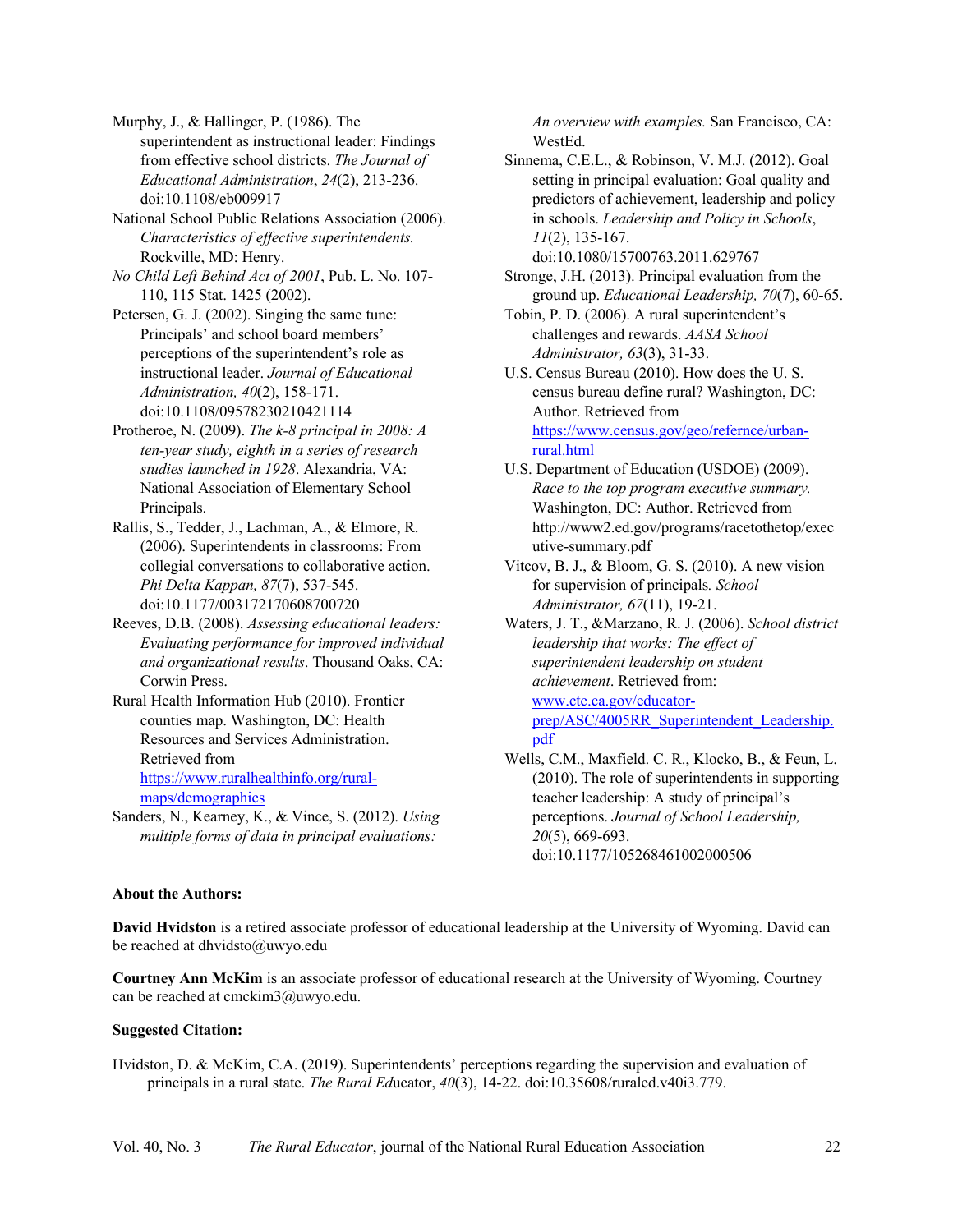Murphy, J., & Hallinger, P. (1986). The superintendent as instructional leader: Findings from effective school districts. *The Journal of Educational Administration*, *24*(2), 213-236. doi:10.1108/eb009917

National School Public Relations Association (2006). *Characteristics of effective superintendents.* Rockville, MD: Henry.

*No Child Left Behind Act of 2001*, Pub. L. No. 107-110, 115 Stat. 1425 (2002).

Petersen, G. J. (2002). Singing the same tune: Principals' and school board members' perceptions of the superintendent's role as instructional leader. *Journal of Educational Administration, 40*(2), 158-171. doi:10.1108/09578230210421114

Protheroe, N. (2009). *The k-8 principal in 2008: A ten-year study, eighth in a series of research studies launched in 1928*. Alexandria, VA: National Association of Elementary School Principals.

Rallis, S., Tedder, J., Lachman, A., & Elmore, R. (2006). Superintendents in classrooms: From collegial conversations to collaborative action. *Phi Delta Kappan, 87*(7), 537-545. doi:10.1177/003172170608700720

Reeves, D.B. (2008). *Assessing educational leaders: Evaluating performance for improved individual and organizational results*. Thousand Oaks, CA: Corwin Press.

Rural Health Information Hub (2010). Frontier counties map. Washington, DC: Health Resources and Services Administration. Retrieved from https://www.ruralhealthinfo.org/rural-maps/demographics

Sanders, N., Kearney, K., & Vince, S. (2012). *Using multiple forms of data in principal evaluations: An overview with examples.* San Francisco, CA: WestEd.

Sinnema, C.E.L., & Robinson, V. M.J. (2012). Goal setting in principal evaluation: Goal quality and predictors of achievement, leadership and policy in schools. *Leadership and Policy in Schools*, *11*(2), 135-167. doi:10.1080/15700763.2011.629767

Stronge, J.H. (2013). Principal evaluation from the ground up. *Educational Leadership, 70*(7), 60-65.

Tobin, P. D. (2006). A rural superintendent's challenges and rewards. *AASA School Administrator, 63*(3), 31-33.

U.S. Census Bureau (2010). How does the U. S. census bureau define rural? Washington, DC: Author. Retrieved from https://www.census.gov/geo/refernce/urban-rural.html

U.S. Department of Education (USDOE) (2009). *Race to the top program executive summary.* Washington, DC: Author. Retrieved from http://www2.ed.gov/programs/racetothetop/executive-summary.pdf

Vitcov, B. J., & Bloom, G. S. (2010). A new vision for supervision of principals*. School Administrator, 67*(11), 19-21.

Waters, J. T., &Marzano, R. J. (2006). *School district leadership that works: The effect of superintendent leadership on student achievement*. Retrieved from: www.ctc.ca.gov/educator-prep/ASC/4005RR_Superintendent_Leadership.pdf

Wells, C.M., Maxfield. C. R., Klocko, B., & Feun, L. (2010). The role of superintendents in supporting teacher leadership: A study of principal's perceptions. *Journal of School Leadership, 20*(5), 669-693. doi:10.1177/105268461002000506

**About the Authors:**

**David Hvidston** is a retired associate professor of educational leadership at the University of Wyoming. David can be reached at dhvidsto@uwyo.edu

**Courtney Ann McKim** is an associate professor of educational research at the University of Wyoming. Courtney can be reached at cmckim3@uwyo.edu.

**Suggested Citation:**

Hvidston, D. & McKim, C.A. (2019). Superintendents' perceptions regarding the supervision and evaluation of principals in a rural state. *The Rural Ed*ucator, *40*(3), 14-22. doi:10.35608/ruraled.v40i3.779.